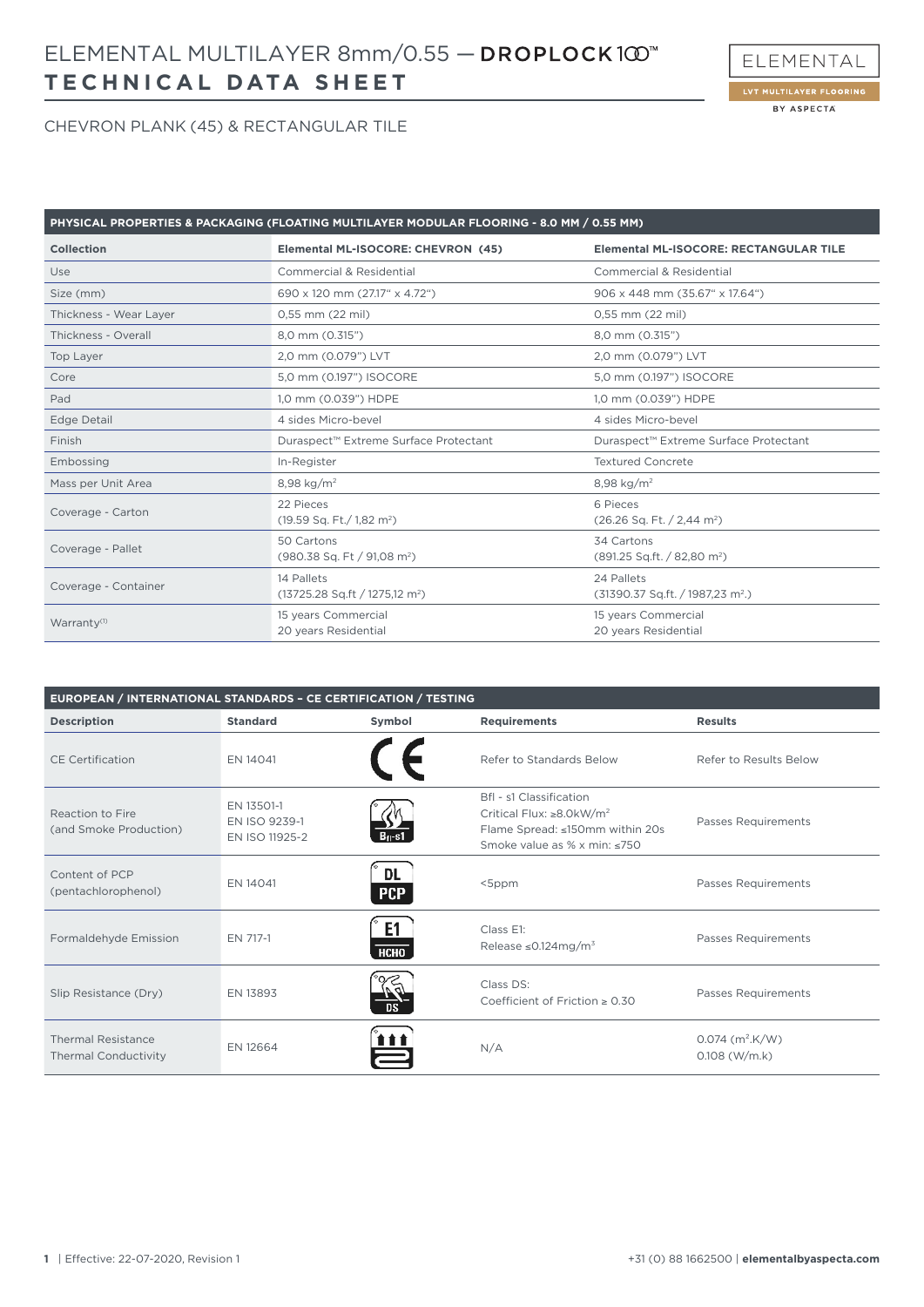# ELEMENTAL MULTILAYER 8mm/0.55 — DROPLOCK 100™

## TECHNICAL DATA SHEET

ELEMENTAL
LVT MULTILAYER FLOORING
BY ASPECTA

CHEVRON PLANK (45) & RECTANGULAR TILE

| PHYSICAL PROPERTIES & PACKAGING (FLOATING MULTILAYER MODULAR FLOORING - 8.0 MM / 0.55 MM) | | |
|---|---|---|
| **Collection** | **Elemental ML-ISOCORE: CHEVRON (45)** | **Elemental ML-ISOCORE: RECTANGULAR TILE** |
| Use | Commercial & Residential | Commercial & Residential |
| Size (mm) | 690 x 120 mm (27.17" x 4.72") | 906 x 448 mm (35.67" x 17.64") |
| Thickness - Wear Layer | 0,55 mm (22 mil) | 0,55 mm (22 mil) |
| Thickness - Overall | 8,0 mm (0.315") | 8,0 mm (0.315") |
| Top Layer | 2,0 mm (0.079") LVT | 2,0 mm (0.079") LVT |
| Core | 5,0 mm (0.197") ISOCORE | 5,0 mm (0.197") ISOCORE |
| Pad | 1,0 mm (0.039") HDPE | 1,0 mm (0.039") HDPE |
| Edge Detail | 4 sides Micro-bevel | 4 sides Micro-bevel |
| Finish | Duraspect™ Extreme Surface Protectant | Duraspect™ Extreme Surface Protectant |
| Embossing | In-Register | Textured Concrete |
| Mass per Unit Area | 8,98 kg/m² | 8,98 kg/m² |
| Coverage - Carton | 22 Pieces (19.59 Sq. Ft./ 1,82 m²) | 6 Pieces (26.26 Sq. Ft. / 2,44 m²) |
| Coverage - Pallet | 50 Cartons (980.38 Sq. Ft / 91,08 m²) | 34 Cartons (891.25 Sq.ft. / 82,80 m²) |
| Coverage - Container | 14 Pallets (13725.28 Sq.ft / 1275,12 m²) | 24 Pallets (31390.37 Sq.ft. / 1987,23 m².) |
| Warranty[1] | 15 years Commercial 20 years Residential | 15 years Commercial 20 years Residential |

| EUROPEAN / INTERNATIONAL STANDARDS – CE CERTIFICATION / TESTING | | | | |
|---|---|---|---|---|
| **Description** | **Standard** | **Symbol** | **Requirements** | **Results** |
| CE Certification | EN 14041 | CE | Refer to Standards Below | Refer to Results Below |
| Reaction to Fire (and Smoke Production) | EN 13501-1 EN ISO 9239-1 EN ISO 11925-2 | Bfl-s1 | Bfl - s1 Classification Critical Flux: ≥8.0kW/m² Flame Spread: ≤150mm within 20s Smoke value as % x min: ≤750 | Passes Requirements |
| Content of PCP (pentachlorophenol) | EN 14041 | DL PCP | <5ppm | Passes Requirements |
| Formaldehyde Emission | EN 717-1 | E1 HCHO | Class E1: Release ≤0.124mg/m³ | Passes Requirements |
| Slip Resistance (Dry) | EN 13893 | DS | Class DS: Coefficient of Friction ≥ 0.30 | Passes Requirements |
| Thermal Resistance Thermal Conductivity | EN 12664 | | N/A | 0.074 (m².K/W) 0.108 (W/m.k) |

Effective: 22-07-2020, Revision 1

+31 (0) 88 1662500 | **elementalbyaspecta.com**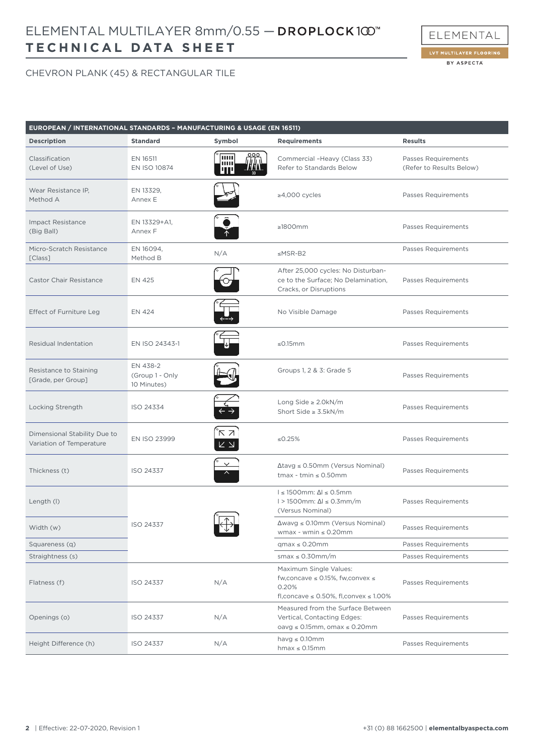# ELEMENTAL MULTILAYER 8mm/0.55 — DROPLOCK 100™
## TECHNICAL DATA SHEET

ELEMENTAL
LVT MULTILAYER FLOORING
BY ASPECTA

CHEVRON PLANK (45) & RECTANGULAR TILE

| EUROPEAN / INTERNATIONAL STANDARDS – MANUFACTURING & USAGE (EN 16511) | | | | |
|---|---|---|---|---|
| **Description** | **Standard** | **Symbol** | **Requirements** | **Results** |
| Classification (Level of Use) | EN 16511<br>EN ISO 10874 | | Commercial –Heavy (Class 33)<br>Refer to Standards Below | Passes Requirements<br>(Refer to Results Below) |
| Wear Resistance IP, Method A | EN 13329, Annex E | | ≥4,000 cycles | Passes Requirements |
| Impact Resistance (Big Ball) | EN 13329+A1, Annex F | | ≥1800mm | Passes Requirements |
| Micro-Scratch Resistance [Class] | EN 16094, Method B | N/A | ≤MSR-B2 | Passes Requirements |
| Castor Chair Resistance | EN 425 | | After 25,000 cycles: No Disturbance to the Surface; No Delamination, Cracks, or Disruptions | Passes Requirements |
| Effect of Furniture Leg | EN 424 | | No Visible Damage | Passes Requirements |
| Residual Indentation | EN ISO 24343-1 | | ≤0.15mm | Passes Requirements |
| Resistance to Staining [Grade, per Group] | EN 438-2<br>(Group 1 - Only 10 Minutes) | | Groups 1, 2 & 3: Grade 5 | Passes Requirements |
| Locking Strength | ISO 24334 | | Long Side ≥ 2.0kN/m<br>Short Side ≥ 3.5kN/m | Passes Requirements |
| Dimensional Stability Due to Variation of Temperature | EN ISO 23999 | | ≤0.25% | Passes Requirements |
| Thickness (t) | ISO 24337 | | $\Delta t_{avg} \leq 0.50$mm (Versus Nominal)<br>$t_{max} - t_{min} \leq 0.50$mm | Passes Requirements |
| Length (l) | ISO 24337 | | $l \leq 1500$mm: $\Delta l \leq 0.5$mm<br>$l > 1500$mm: $\Delta l \leq 0.3$mm/m<br>(Versus Nominal) | Passes Requirements |
| Width (w) | | | $\Delta w_{avg} \leq 0.10$mm (Versus Nominal)<br>$w_{max} - w_{min} \leq 0.20$mm | Passes Requirements |
| Squareness (q) | | | $q_{max} \leq 0.20$mm | Passes Requirements |
| Straightness (s) | | | $s_{max} \leq 0.30$mm/m | Passes Requirements |
| Flatness (f) | ISO 24337 | N/A | Maximum Single Values:<br>$f_{w,concave} \leq 0.15\%$, $f_{w,convex} \leq 0.20\%$<br>$f_{l,concave} \leq 0.50\%$, $f_{l,convex} \leq 1.00\%$ | Passes Requirements |
| Openings (o) | ISO 24337 | N/A | Measured from the Surface Between Vertical, Contacting Edges:<br>$o_{avg} \leq 0.15$mm, $o_{max} \leq 0.20$mm | Passes Requirements |
| Height Difference (h) | ISO 24337 | N/A | $h_{avg} \leq 0.10$mm<br>$h_{max} \leq 0.15$mm | Passes Requirements |

Effective: 22-07-2020, Revision 1

+31 (0) 88 1662500 | **elementalbyaspecta.com**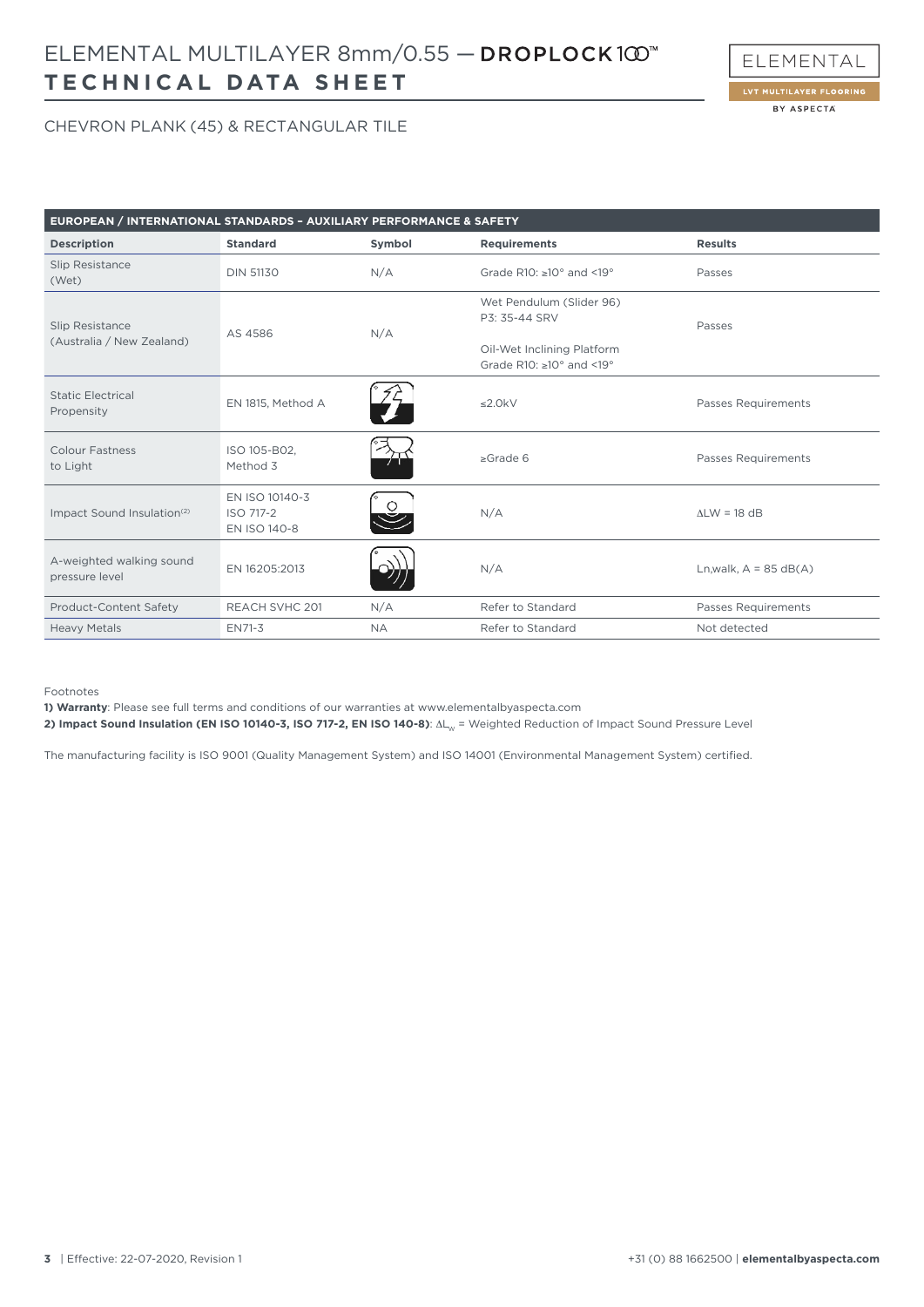# ELEMENTAL MULTILAYER 8mm/0.55 — DROPLOCK100™
## TECHNICAL DATA SHEET

CHEVRON PLANK (45) & RECTANGULAR TILE

| EUROPEAN / INTERNATIONAL STANDARDS – AUXILIARY PERFORMANCE & SAFETY | | | | |
|---|---|---|---|---|
| **Description** | **Standard** | **Symbol** | **Requirements** | **Results** |
| Slip Resistance (Wet) | DIN 51130 | N/A | Grade R10: ≥10° and <19° | Passes |
| Slip Resistance (Australia / New Zealand) | AS 4586 | N/A | Wet Pendulum (Slider 96) P3: 35-44 SRV<br><br>Oil-Wet Inclining Platform Grade R10: ≥10° and <19° | Passes |
| Static Electrical Propensity | EN 1815, Method A | | ≤2.0kV | Passes Requirements |
| Colour Fastness to Light | ISO 105-B02, Method 3 | | ≥Grade 6 | Passes Requirements |
| Impact Sound Insulation[2] | EN ISO 10140-3<br>ISO 717-2<br>EN ISO 140-8 | | N/A | ΔLW = 18 dB |
| A-weighted walking sound pressure level | EN 16205:2013 | | N/A | Ln,walk, A = 85 dB(A) |
| Product-Content Safety | REACH SVHC 201 | N/A | Refer to Standard | Passes Requirements |
| Heavy Metals | EN71-3 | NA | Refer to Standard | Not detected |

Footnotes

**1) Warranty**: Please see full terms and conditions of our warranties at www.elementalbyaspecta.com

**2) Impact Sound Insulation (EN ISO 10140-3, ISO 717-2, EN ISO 140-8)**: $\Delta L_w$ = Weighted Reduction of Impact Sound Pressure Level

The manufacturing facility is ISO 9001 (Quality Management System) and ISO 14001 (Environmental Management System) certified.

Effective: 22-07-2020, Revision 1

+31 (0) 88 1662500 | **elementalbyaspecta.com**